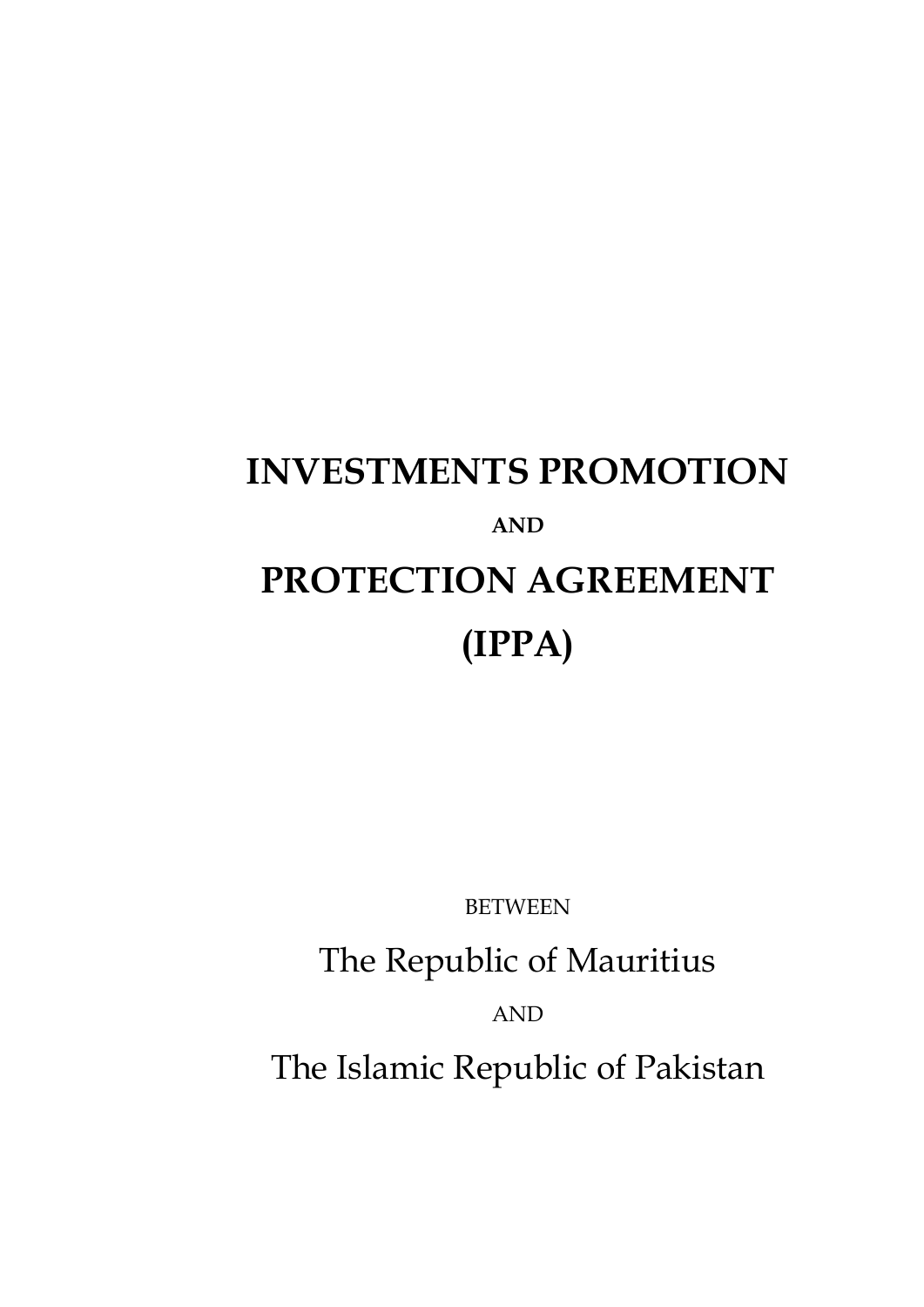# INVESTMENTS PROMOTION

**AND**

# PROTECTION AGREEMENT

# (IPPA)

BETWEEN

The Republic of Mauritius

AND

The Islamic Republic of Pakistan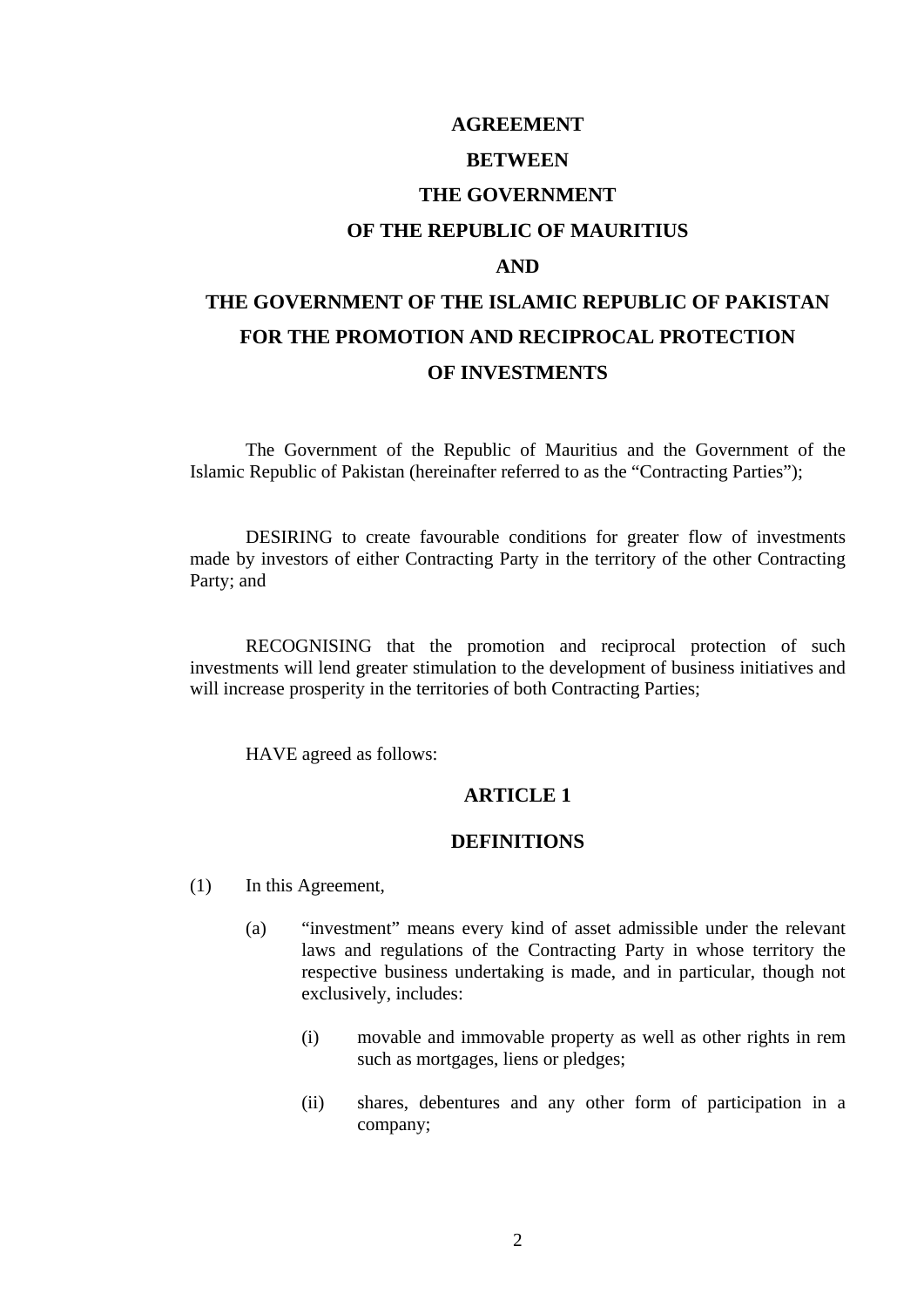**AGREEMENT**

**BETWEEN**

**THE GOVERNMENT**

**OF THE REPUBLIC OF MAURITIUS**

**AND**

**THE GOVERNMENT OF THE ISLAMIC REPUBLIC OF PAKISTAN**

**FOR THE PROMOTION AND RECIPROCAL PROTECTION**

**OF INVESTMENTS**

The Government of the Republic of Mauritius and the Government of the Islamic Republic of Pakistan (hereinafter referred to as the "Contracting Parties");

DESIRING to create favourable conditions for greater flow of investments made by investors of either Contracting Party in the territory of the other Contracting Party; and

RECOGNISING that the promotion and reciprocal protection of such investments will lend greater stimulation to the development of business initiatives and will increase prosperity in the territories of both Contracting Parties;

HAVE agreed as follows:

## ARTICLE 1

## DEFINITIONS

(1) In this Agreement,

(a) "investment" means every kind of asset admissible under the relevant laws and regulations of the Contracting Party in whose territory the respective business undertaking is made, and in particular, though not exclusively, includes:

(i) movable and immovable property as well as other rights in rem such as mortgages, liens or pledges;

(ii) shares, debentures and any other form of participation in a company;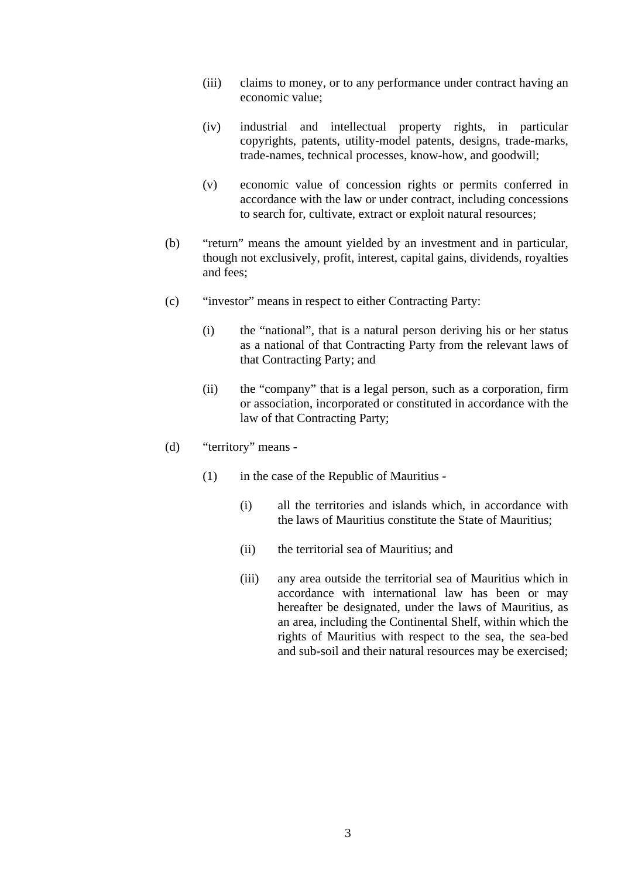(iii) claims to money, or to any performance under contract having an economic value;

(iv) industrial and intellectual property rights, in particular copyrights, patents, utility-model patents, designs, trade-marks, trade-names, technical processes, know-how, and goodwill;

(v) economic value of concession rights or permits conferred in accordance with the law or under contract, including concessions to search for, cultivate, extract or exploit natural resources;

(b) "return" means the amount yielded by an investment and in particular, though not exclusively, profit, interest, capital gains, dividends, royalties and fees;

(c) "investor" means in respect to either Contracting Party:

(i) the "national", that is a natural person deriving his or her status as a national of that Contracting Party from the relevant laws of that Contracting Party; and

(ii) the "company" that is a legal person, such as a corporation, firm or association, incorporated or constituted in accordance with the law of that Contracting Party;

(d) "territory" means -

(1) in the case of the Republic of Mauritius -

(i) all the territories and islands which, in accordance with the laws of Mauritius constitute the State of Mauritius;

(ii) the territorial sea of Mauritius; and

(iii) any area outside the territorial sea of Mauritius which in accordance with international law has been or may hereafter be designated, under the laws of Mauritius, as an area, including the Continental Shelf, within which the rights of Mauritius with respect to the sea, the sea-bed and sub-soil and their natural resources may be exercised;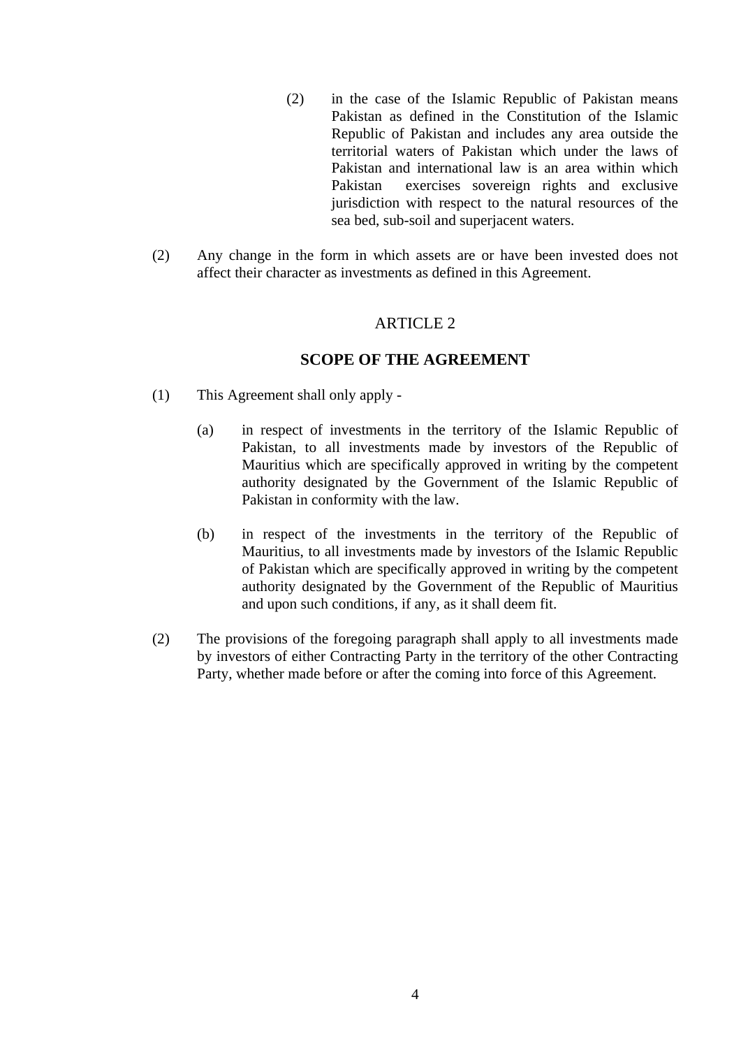(2) in the case of the Islamic Republic of Pakistan means Pakistan as defined in the Constitution of the Islamic Republic of Pakistan and includes any area outside the territorial waters of Pakistan which under the laws of Pakistan and international law is an area within which Pakistan exercises sovereign rights and exclusive jurisdiction with respect to the natural resources of the sea bed, sub-soil and superjacent waters.

(2) Any change in the form in which assets are or have been invested does not affect their character as investments as defined in this Agreement.

## ARTICLE 2

## SCOPE OF THE AGREEMENT

(1) This Agreement shall only apply -

(a) in respect of investments in the territory of the Islamic Republic of Pakistan, to all investments made by investors of the Republic of Mauritius which are specifically approved in writing by the competent authority designated by the Government of the Islamic Republic of Pakistan in conformity with the law.

(b) in respect of the investments in the territory of the Republic of Mauritius, to all investments made by investors of the Islamic Republic of Pakistan which are specifically approved in writing by the competent authority designated by the Government of the Republic of Mauritius and upon such conditions, if any, as it shall deem fit.

(2) The provisions of the foregoing paragraph shall apply to all investments made by investors of either Contracting Party in the territory of the other Contracting Party, whether made before or after the coming into force of this Agreement.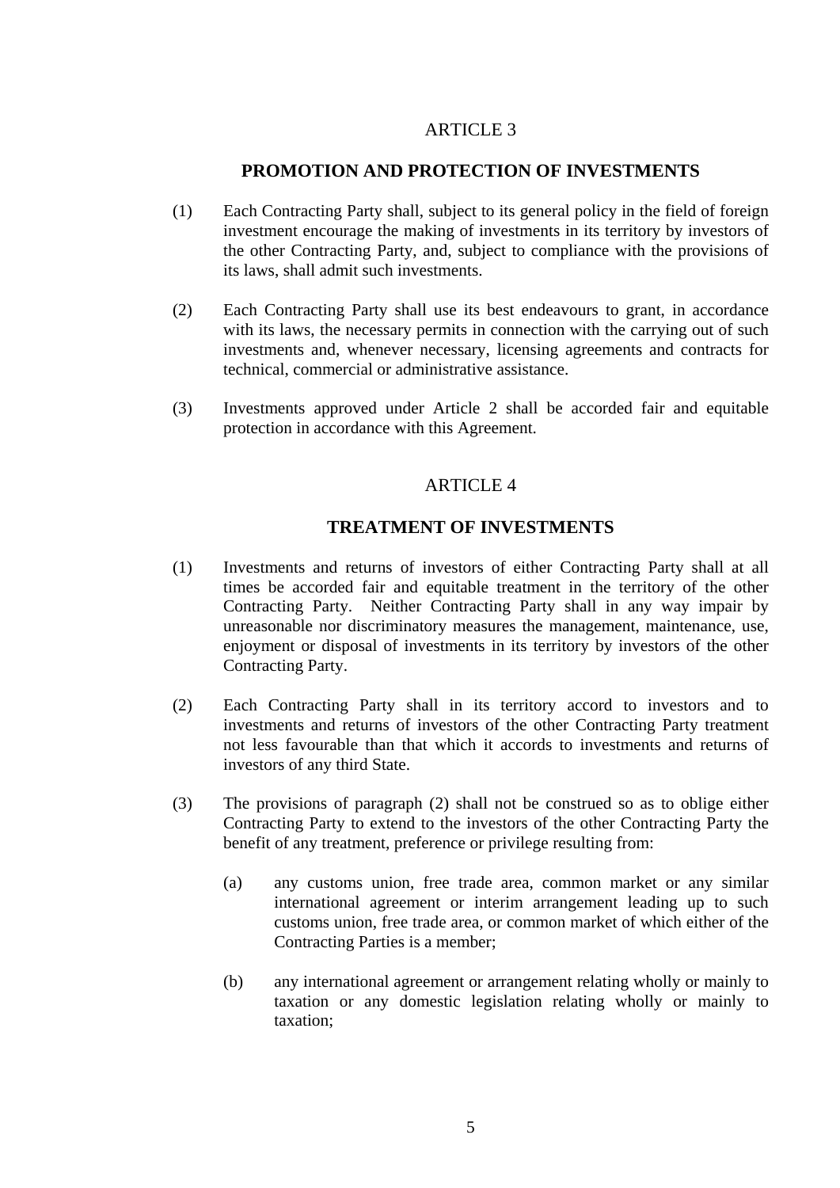## ARTICLE 3

## PROMOTION AND PROTECTION OF INVESTMENTS

(1) Each Contracting Party shall, subject to its general policy in the field of foreign investment encourage the making of investments in its territory by investors of the other Contracting Party, and, subject to compliance with the provisions of its laws, shall admit such investments.

(2) Each Contracting Party shall use its best endeavours to grant, in accordance with its laws, the necessary permits in connection with the carrying out of such investments and, whenever necessary, licensing agreements and contracts for technical, commercial or administrative assistance.

(3) Investments approved under Article 2 shall be accorded fair and equitable protection in accordance with this Agreement.

## ARTICLE 4

## TREATMENT OF INVESTMENTS

(1) Investments and returns of investors of either Contracting Party shall at all times be accorded fair and equitable treatment in the territory of the other Contracting Party. Neither Contracting Party shall in any way impair by unreasonable nor discriminatory measures the management, maintenance, use, enjoyment or disposal of investments in its territory by investors of the other Contracting Party.

(2) Each Contracting Party shall in its territory accord to investors and to investments and returns of investors of the other Contracting Party treatment not less favourable than that which it accords to investments and returns of investors of any third State.

(3) The provisions of paragraph (2) shall not be construed so as to oblige either Contracting Party to extend to the investors of the other Contracting Party the benefit of any treatment, preference or privilege resulting from:

(a) any customs union, free trade area, common market or any similar international agreement or interim arrangement leading up to such customs union, free trade area, or common market of which either of the Contracting Parties is a member;

(b) any international agreement or arrangement relating wholly or mainly to taxation or any domestic legislation relating wholly or mainly to taxation;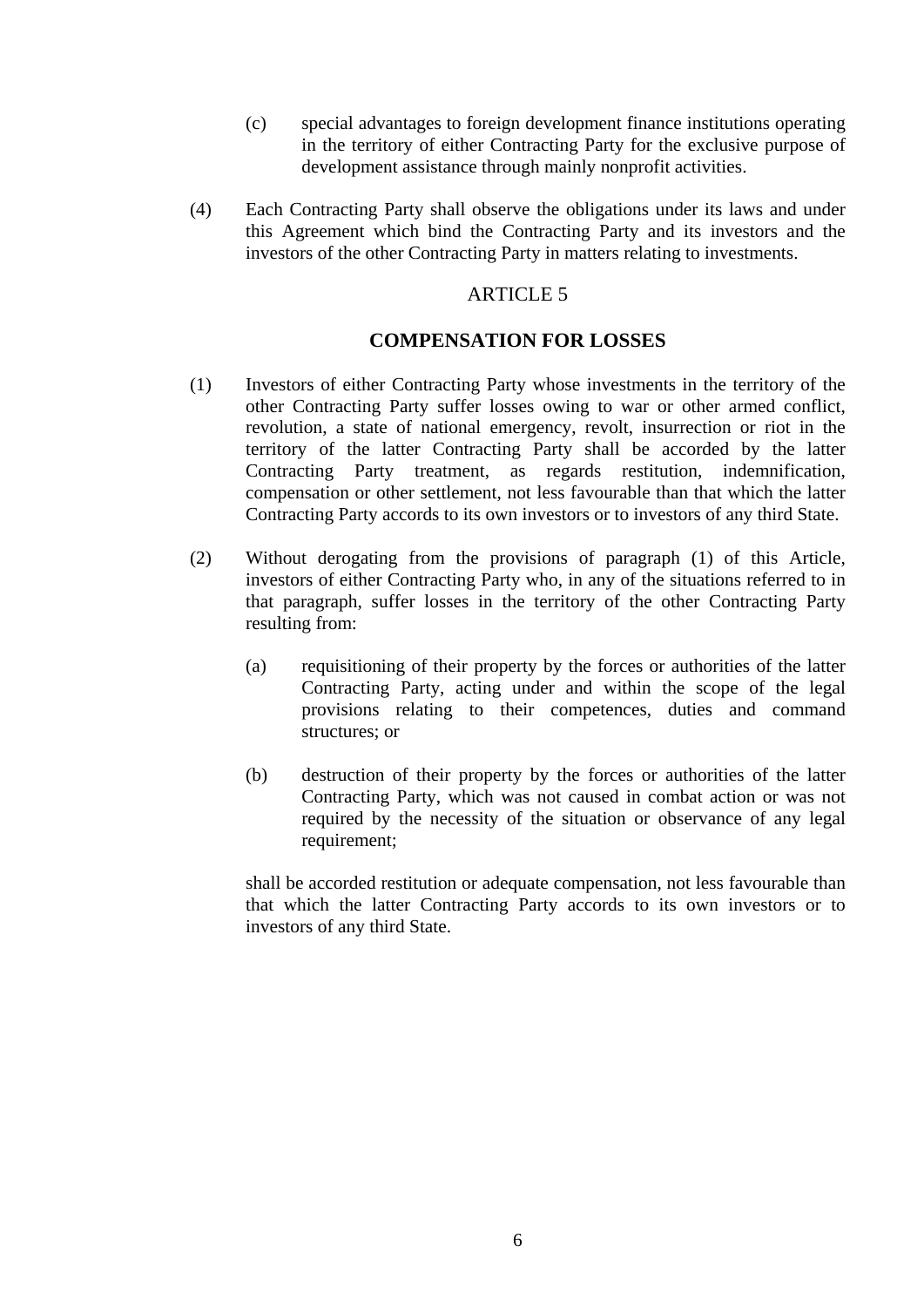(c) special advantages to foreign development finance institutions operating in the territory of either Contracting Party for the exclusive purpose of development assistance through mainly nonprofit activities.

(4) Each Contracting Party shall observe the obligations under its laws and under this Agreement which bind the Contracting Party and its investors and the investors of the other Contracting Party in matters relating to investments.

ARTICLE 5

**COMPENSATION FOR LOSSES**

(1) Investors of either Contracting Party whose investments in the territory of the other Contracting Party suffer losses owing to war or other armed conflict, revolution, a state of national emergency, revolt, insurrection or riot in the territory of the latter Contracting Party shall be accorded by the latter Contracting Party treatment, as regards restitution, indemnification, compensation or other settlement, not less favourable than that which the latter Contracting Party accords to its own investors or to investors of any third State.

(2) Without derogating from the provisions of paragraph (1) of this Article, investors of either Contracting Party who, in any of the situations referred to in that paragraph, suffer losses in the territory of the other Contracting Party resulting from:

(a) requisitioning of their property by the forces or authorities of the latter Contracting Party, acting under and within the scope of the legal provisions relating to their competences, duties and command structures; or

(b) destruction of their property by the forces or authorities of the latter Contracting Party, which was not caused in combat action or was not required by the necessity of the situation or observance of any legal requirement;

shall be accorded restitution or adequate compensation, not less favourable than that which the latter Contracting Party accords to its own investors or to investors of any third State.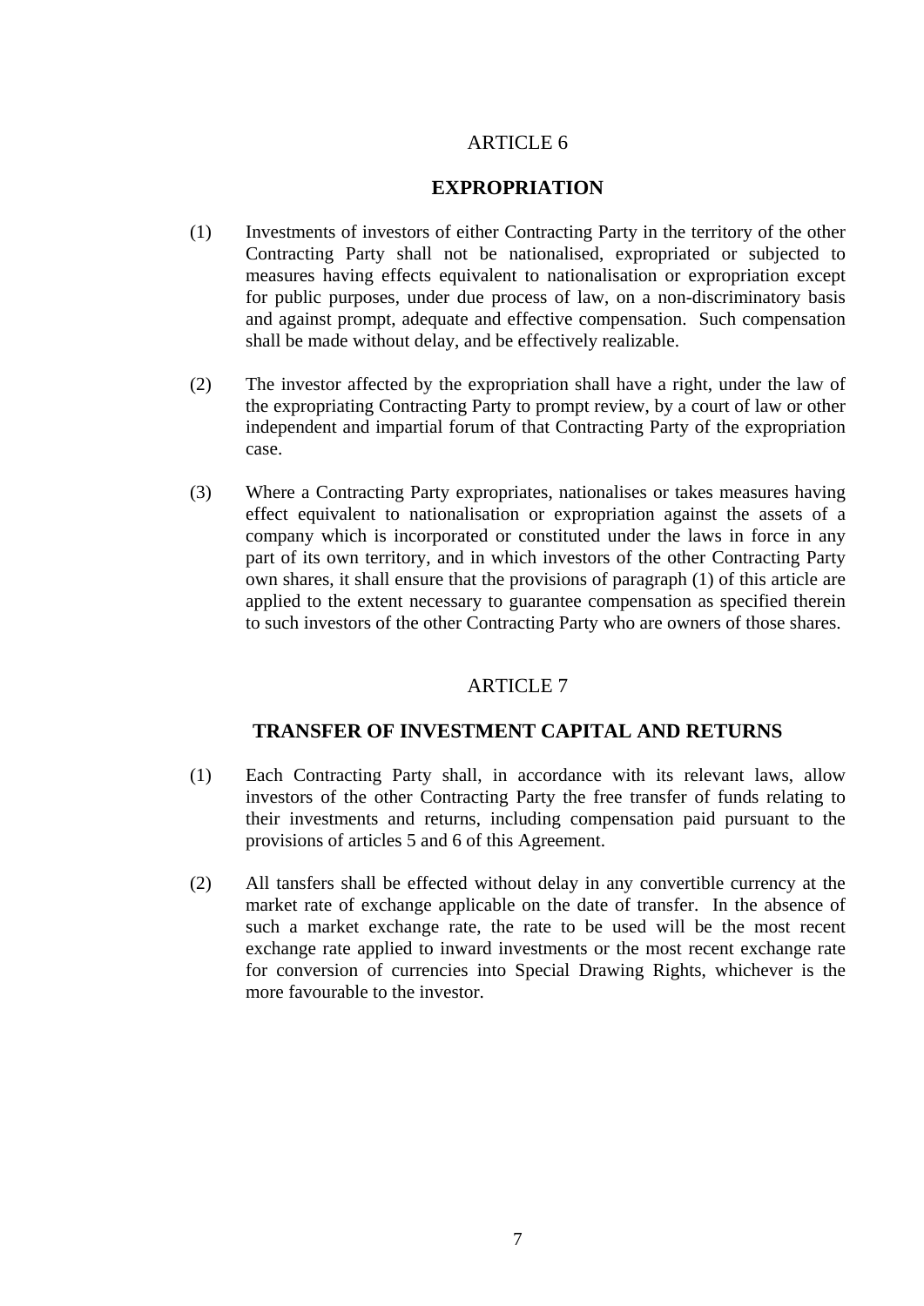## ARTICLE 6

### EXPROPRIATION

(1) Investments of investors of either Contracting Party in the territory of the other Contracting Party shall not be nationalised, expropriated or subjected to measures having effects equivalent to nationalisation or expropriation except for public purposes, under due process of law, on a non-discriminatory basis and against prompt, adequate and effective compensation. Such compensation shall be made without delay, and be effectively realizable.

(2) The investor affected by the expropriation shall have a right, under the law of the expropriating Contracting Party to prompt review, by a court of law or other independent and impartial forum of that Contracting Party of the expropriation case.

(3) Where a Contracting Party expropriates, nationalises or takes measures having effect equivalent to nationalisation or expropriation against the assets of a company which is incorporated or constituted under the laws in force in any part of its own territory, and in which investors of the other Contracting Party own shares, it shall ensure that the provisions of paragraph (1) of this article are applied to the extent necessary to guarantee compensation as specified therein to such investors of the other Contracting Party who are owners of those shares.

## ARTICLE 7

### TRANSFER OF INVESTMENT CAPITAL AND RETURNS

(1) Each Contracting Party shall, in accordance with its relevant laws, allow investors of the other Contracting Party the free transfer of funds relating to their investments and returns, including compensation paid pursuant to the provisions of articles 5 and 6 of this Agreement.

(2) All tansfers shall be effected without delay in any convertible currency at the market rate of exchange applicable on the date of transfer. In the absence of such a market exchange rate, the rate to be used will be the most recent exchange rate applied to inward investments or the most recent exchange rate for conversion of currencies into Special Drawing Rights, whichever is the more favourable to the investor.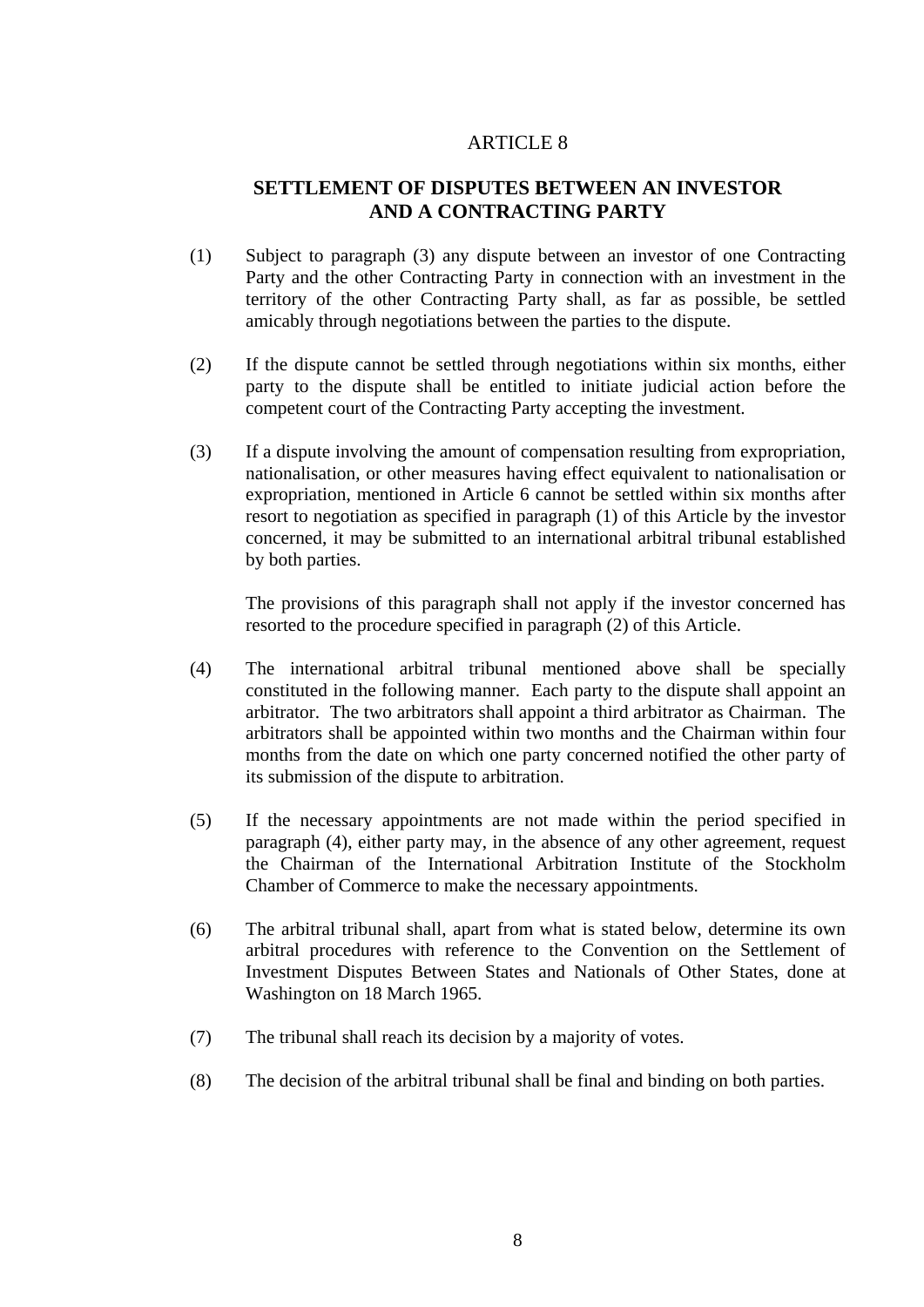## ARTICLE 8

### SETTLEMENT OF DISPUTES BETWEEN AN INVESTOR AND A CONTRACTING PARTY

(1) Subject to paragraph (3) any dispute between an investor of one Contracting Party and the other Contracting Party in connection with an investment in the territory of the other Contracting Party shall, as far as possible, be settled amicably through negotiations between the parties to the dispute.

(2) If the dispute cannot be settled through negotiations within six months, either party to the dispute shall be entitled to initiate judicial action before the competent court of the Contracting Party accepting the investment.

(3) If a dispute involving the amount of compensation resulting from expropriation, nationalisation, or other measures having effect equivalent to nationalisation or expropriation, mentioned in Article 6 cannot be settled within six months after resort to negotiation as specified in paragraph (1) of this Article by the investor concerned, it may be submitted to an international arbitral tribunal established by both parties.

The provisions of this paragraph shall not apply if the investor concerned has resorted to the procedure specified in paragraph (2) of this Article.

(4) The international arbitral tribunal mentioned above shall be specially constituted in the following manner. Each party to the dispute shall appoint an arbitrator. The two arbitrators shall appoint a third arbitrator as Chairman. The arbitrators shall be appointed within two months and the Chairman within four months from the date on which one party concerned notified the other party of its submission of the dispute to arbitration.

(5) If the necessary appointments are not made within the period specified in paragraph (4), either party may, in the absence of any other agreement, request the Chairman of the International Arbitration Institute of the Stockholm Chamber of Commerce to make the necessary appointments.

(6) The arbitral tribunal shall, apart from what is stated below, determine its own arbitral procedures with reference to the Convention on the Settlement of Investment Disputes Between States and Nationals of Other States, done at Washington on 18 March 1965.

(7) The tribunal shall reach its decision by a majority of votes.

(8) The decision of the arbitral tribunal shall be final and binding on both parties.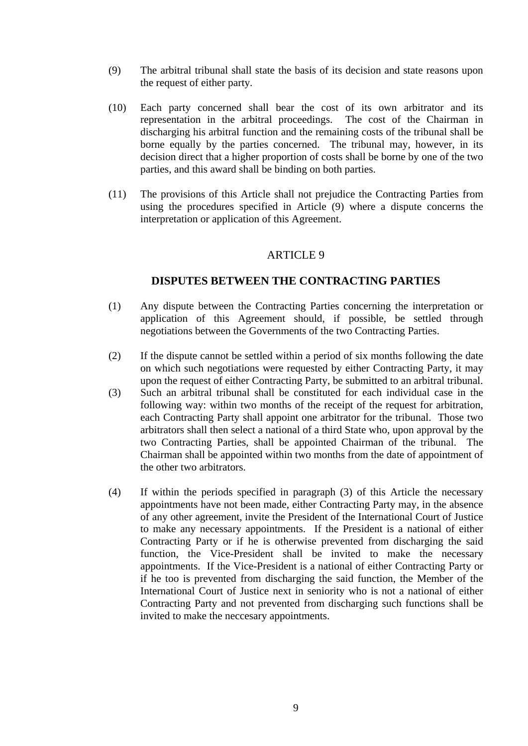(9) The arbitral tribunal shall state the basis of its decision and state reasons upon the request of either party.

(10) Each party concerned shall bear the cost of its own arbitrator and its representation in the arbitral proceedings. The cost of the Chairman in discharging his arbitral function and the remaining costs of the tribunal shall be borne equally by the parties concerned. The tribunal may, however, in its decision direct that a higher proportion of costs shall be borne by one of the two parties, and this award shall be binding on both parties.

(11) The provisions of this Article shall not prejudice the Contracting Parties from using the procedures specified in Article (9) where a dispute concerns the interpretation or application of this Agreement.

ARTICLE 9

## DISPUTES BETWEEN THE CONTRACTING PARTIES

(1) Any dispute between the Contracting Parties concerning the interpretation or application of this Agreement should, if possible, be settled through negotiations between the Governments of the two Contracting Parties.

(2) If the dispute cannot be settled within a period of six months following the date on which such negotiations were requested by either Contracting Party, it may upon the request of either Contracting Party, be submitted to an arbitral tribunal.

(3) Such an arbitral tribunal shall be constituted for each individual case in the following way: within two months of the receipt of the request for arbitration, each Contracting Party shall appoint one arbitrator for the tribunal. Those two arbitrators shall then select a national of a third State who, upon approval by the two Contracting Parties, shall be appointed Chairman of the tribunal. The Chairman shall be appointed within two months from the date of appointment of the other two arbitrators.

(4) If within the periods specified in paragraph (3) of this Article the necessary appointments have not been made, either Contracting Party may, in the absence of any other agreement, invite the President of the International Court of Justice to make any necessary appointments. If the President is a national of either Contracting Party or if he is otherwise prevented from discharging the said function, the Vice-President shall be invited to make the necessary appointments. If the Vice-President is a national of either Contracting Party or if he too is prevented from discharging the said function, the Member of the International Court of Justice next in seniority who is not a national of either Contracting Party and not prevented from discharging such functions shall be invited to make the neccesary appointments.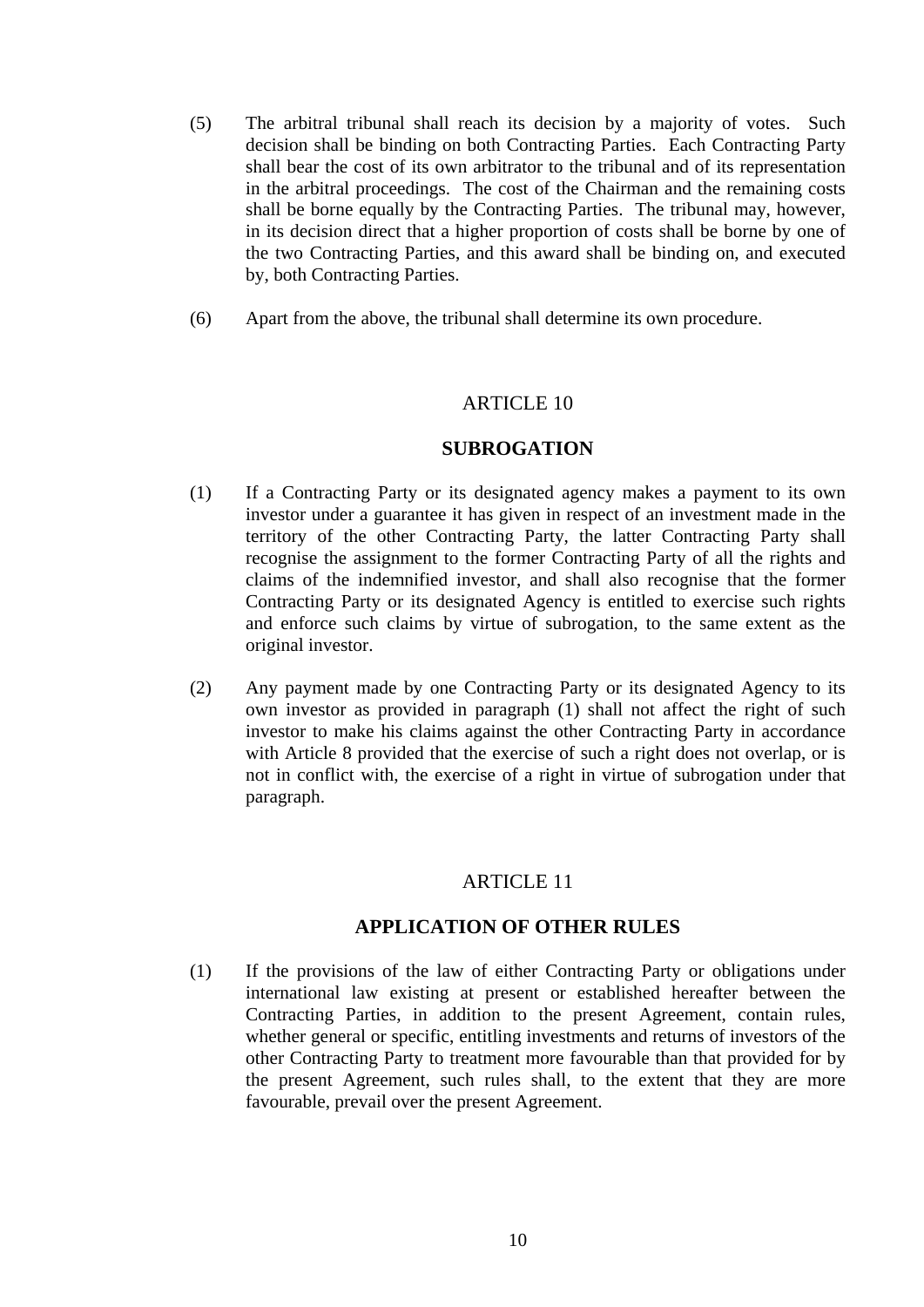(5) The arbitral tribunal shall reach its decision by a majority of votes. Such decision shall be binding on both Contracting Parties. Each Contracting Party shall bear the cost of its own arbitrator to the tribunal and of its representation in the arbitral proceedings. The cost of the Chairman and the remaining costs shall be borne equally by the Contracting Parties. The tribunal may, however, in its decision direct that a higher proportion of costs shall be borne by one of the two Contracting Parties, and this award shall be binding on, and executed by, both Contracting Parties.

(6) Apart from the above, the tribunal shall determine its own procedure.

## ARTICLE 10

## SUBROGATION

(1) If a Contracting Party or its designated agency makes a payment to its own investor under a guarantee it has given in respect of an investment made in the territory of the other Contracting Party, the latter Contracting Party shall recognise the assignment to the former Contracting Party of all the rights and claims of the indemnified investor, and shall also recognise that the former Contracting Party or its designated Agency is entitled to exercise such rights and enforce such claims by virtue of subrogation, to the same extent as the original investor.

(2) Any payment made by one Contracting Party or its designated Agency to its own investor as provided in paragraph (1) shall not affect the right of such investor to make his claims against the other Contracting Party in accordance with Article 8 provided that the exercise of such a right does not overlap, or is not in conflict with, the exercise of a right in virtue of subrogation under that paragraph.

## ARTICLE 11

## APPLICATION OF OTHER RULES

(1) If the provisions of the law of either Contracting Party or obligations under international law existing at present or established hereafter between the Contracting Parties, in addition to the present Agreement, contain rules, whether general or specific, entitling investments and returns of investors of the other Contracting Party to treatment more favourable than that provided for by the present Agreement, such rules shall, to the extent that they are more favourable, prevail over the present Agreement.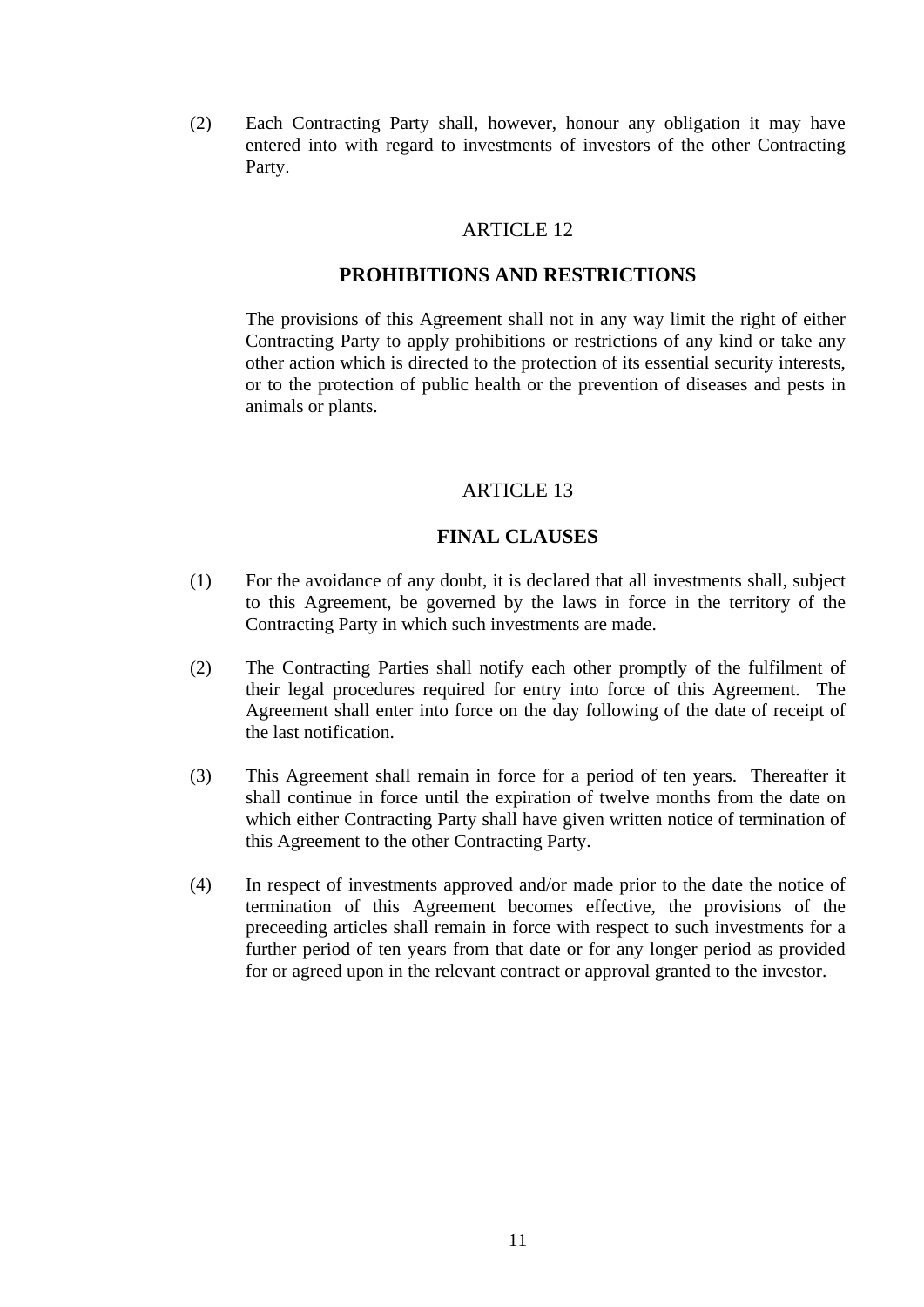(2) Each Contracting Party shall, however, honour any obligation it may have entered into with regard to investments of investors of the other Contracting Party.

## ARTICLE 12

## PROHIBITIONS AND RESTRICTIONS

The provisions of this Agreement shall not in any way limit the right of either Contracting Party to apply prohibitions or restrictions of any kind or take any other action which is directed to the protection of its essential security interests, or to the protection of public health or the prevention of diseases and pests in animals or plants.

## ARTICLE 13

## FINAL CLAUSES

(1) For the avoidance of any doubt, it is declared that all investments shall, subject to this Agreement, be governed by the laws in force in the territory of the Contracting Party in which such investments are made.

(2) The Contracting Parties shall notify each other promptly of the fulfilment of their legal procedures required for entry into force of this Agreement. The Agreement shall enter into force on the day following of the date of receipt of the last notification.

(3) This Agreement shall remain in force for a period of ten years. Thereafter it shall continue in force until the expiration of twelve months from the date on which either Contracting Party shall have given written notice of termination of this Agreement to the other Contracting Party.

(4) In respect of investments approved and/or made prior to the date the notice of termination of this Agreement becomes effective, the provisions of the preceeding articles shall remain in force with respect to such investments for a further period of ten years from that date or for any longer period as provided for or agreed upon in the relevant contract or approval granted to the investor.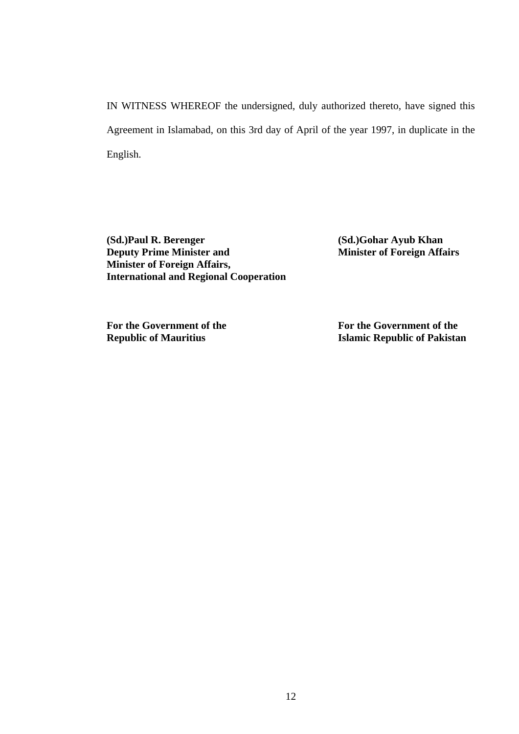IN WITNESS WHEREOF the undersigned, duly authorized thereto, have signed this Agreement in Islamabad, on this 3rd day of April of the year 1997, in duplicate in the English.

**(Sd.)Paul R. Berenger**
**Deputy Prime Minister and**
**Minister of Foreign Affairs,**
**International and Regional Cooperation**

**For the Government of the**
**Republic of Mauritius**

**(Sd.)Gohar Ayub Khan**
**Minister of Foreign Affairs**

**For the Government of the**
**Islamic Republic of Pakistan**